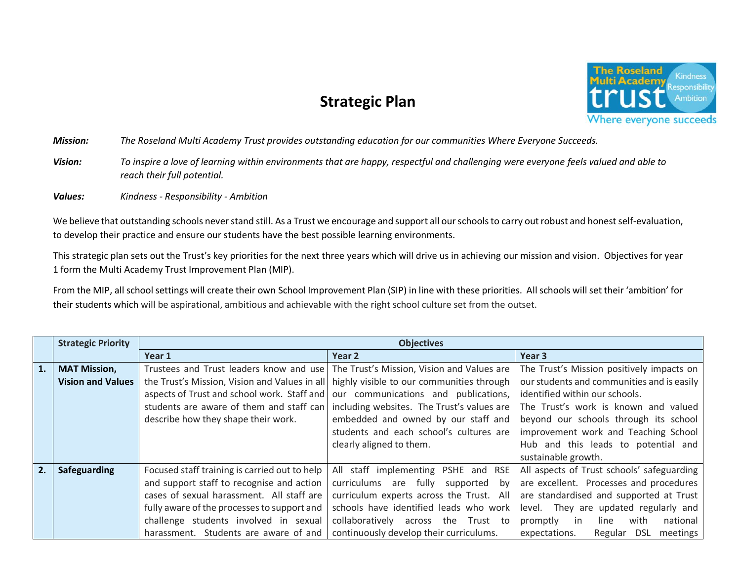# Strategic Plan

***Mission:*** *The Roseland Multi Academy Trust provides outstanding education for our communities Where Everyone Succeeds.*

***Vision:*** *To inspire a love of learning within environments that are happy, respectful and challenging were everyone feels valued and able to reach their full potential.*

***Values:*** *Kindness - Responsibility - Ambition*

We believe that outstanding schools never stand still. As a Trust we encourage and support all our schools to carry out robust and honest self-evaluation, to develop their practice and ensure our students have the best possible learning environments.

This strategic plan sets out the Trust's key priorities for the next three years which will drive us in achieving our mission and vision. Objectives for year 1 form the Multi Academy Trust Improvement Plan (MIP).

From the MIP, all school settings will create their own School Improvement Plan (SIP) in line with these priorities. All schools will set their 'ambition' for their students which will be aspirational, ambitious and achievable with the right school culture set from the outset.

| | **Strategic Priority** | **Objectives** | | |
|---|---|---|---|---|
| | | **Year 1** | **Year 2** | **Year 3** |
| **1.** | **MAT Mission, Vision and Values** | Trustees and Trust leaders know and use the Trust's Mission, Vision and Values in all aspects of Trust and school work. Staff and students are aware of them and staff can describe how they shape their work. | The Trust's Mission, Vision and Values are highly visible to our communities through our communications and publications, including websites. The Trust's values are embedded and owned by our staff and students and each school's cultures are clearly aligned to them. | The Trust's Mission positively impacts on our students and communities and is easily identified within our schools. The Trust's work is known and valued beyond our schools through its school improvement work and Teaching School Hub and this leads to potential and sustainable growth. |
| **2.** | **Safeguarding** | Focused staff training is carried out to help and support staff to recognise and action cases of sexual harassment. All staff are fully aware of the processes to support and challenge students involved in sexual harassment. Students are aware of and | All staff implementing PSHE and RSE curriculums are fully supported by curriculum experts across the Trust. All schools have identified leads who work collaboratively across the Trust to continuously develop their curriculums. | All aspects of Trust schools' safeguarding are excellent. Processes and procedures are standardised and supported at Trust level. They are updated regularly and promptly in line with national expectations. Regular DSL meetings |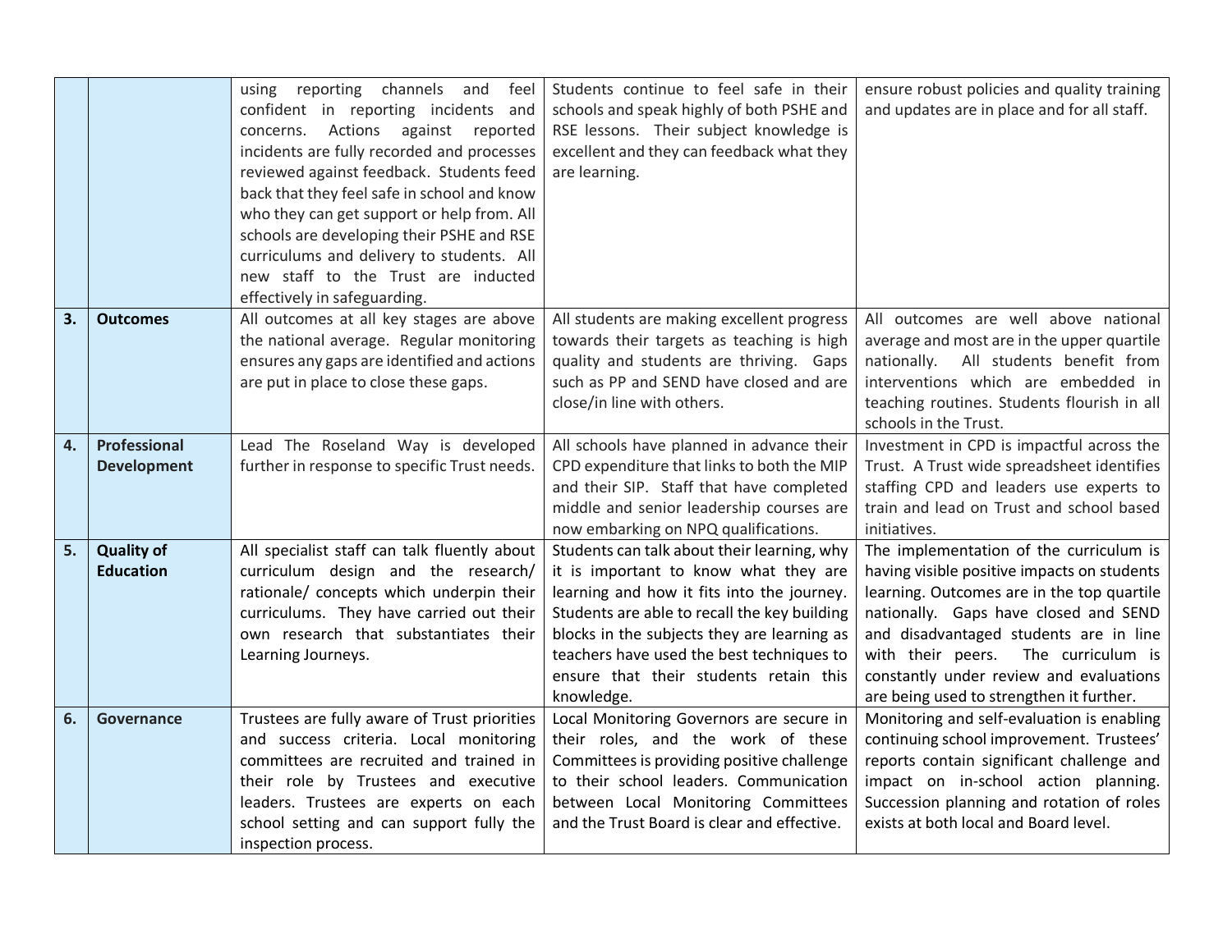| | | | | |
|---|---|---|---|---|
| | | using reporting channels and feel confident in reporting incidents and concerns. Actions against reported incidents are fully recorded and processes reviewed against feedback. Students feed back that they feel safe in school and know who they can get support or help from. All schools are developing their PSHE and RSE curriculums and delivery to students. All new staff to the Trust are inducted effectively in safeguarding. | Students continue to feel safe in their schools and speak highly of both PSHE and RSE lessons. Their subject knowledge is excellent and they can feedback what they are learning. | ensure robust policies and quality training and updates are in place and for all staff. |
| **3.** | **Outcomes** | All outcomes at all key stages are above the national average. Regular monitoring ensures any gaps are identified and actions are put in place to close these gaps. | All students are making excellent progress towards their targets as teaching is high quality and students are thriving. Gaps such as PP and SEND have closed and are close/in line with others. | All outcomes are well above national average and most are in the upper quartile nationally. All students benefit from interventions which are embedded in teaching routines. Students flourish in all schools in the Trust. |
| **4.** | **Professional Development** | Lead The Roseland Way is developed further in response to specific Trust needs. | All schools have planned in advance their CPD expenditure that links to both the MIP and their SIP. Staff that have completed middle and senior leadership courses are now embarking on NPQ qualifications. | Investment in CPD is impactful across the Trust. A Trust wide spreadsheet identifies staffing CPD and leaders use experts to train and lead on Trust and school based initiatives. |
| **5.** | **Quality of Education** | All specialist staff can talk fluently about curriculum design and the research/ rationale/ concepts which underpin their curriculums. They have carried out their own research that substantiates their Learning Journeys. | Students can talk about their learning, why it is important to know what they are learning and how it fits into the journey. Students are able to recall the key building blocks in the subjects they are learning as teachers have used the best techniques to ensure that their students retain this knowledge. | The implementation of the curriculum is having visible positive impacts on students learning. Outcomes are in the top quartile nationally. Gaps have closed and SEND and disadvantaged students are in line with their peers. The curriculum is constantly under review and evaluations are being used to strengthen it further. |
| **6.** | **Governance** | Trustees are fully aware of Trust priorities and success criteria. Local monitoring committees are recruited and trained in their role by Trustees and executive leaders. Trustees are experts on each school setting and can support fully the inspection process. | Local Monitoring Governors are secure in their roles, and the work of these Committees is providing positive challenge to their school leaders. Communication between Local Monitoring Committees and the Trust Board is clear and effective. | Monitoring and self-evaluation is enabling continuing school improvement. Trustees' reports contain significant challenge and impact on in-school action planning. Succession planning and rotation of roles exists at both local and Board level. |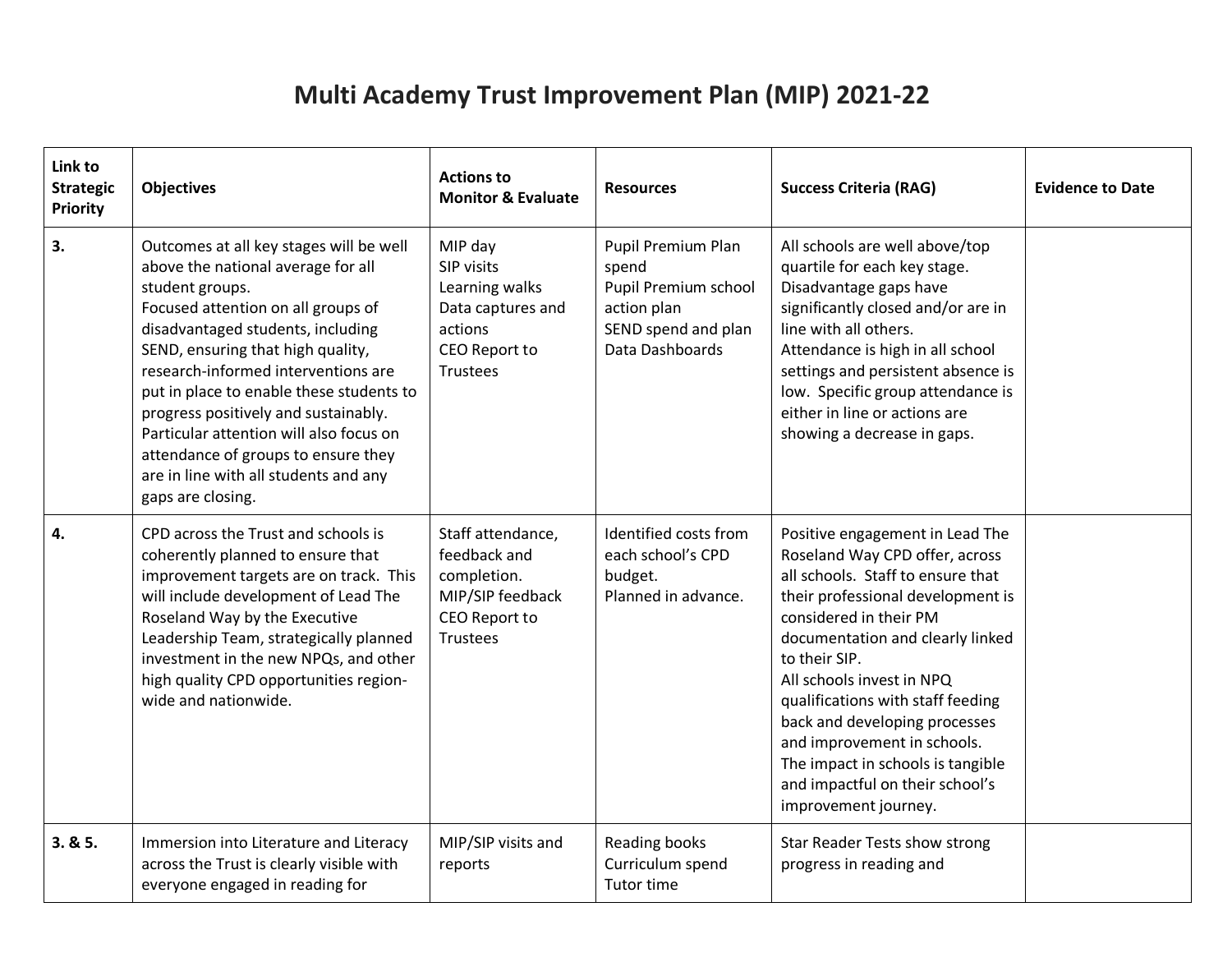# Multi Academy Trust Improvement Plan (MIP) 2021-22

| Link to Strategic Priority | Objectives | Actions to Monitor & Evaluate | Resources | Success Criteria (RAG) | Evidence to Date |
|---|---|---|---|---|---|
| **3.** | Outcomes at all key stages will be well above the national average for all student groups.<br>Focused attention on all groups of disadvantaged students, including SEND, ensuring that high quality, research-informed interventions are put in place to enable these students to progress positively and sustainably.<br>Particular attention will also focus on attendance of groups to ensure they are in line with all students and any gaps are closing. | MIP day<br>SIP visits<br>Learning walks<br>Data captures and actions<br>CEO Report to Trustees | Pupil Premium Plan spend<br>Pupil Premium school action plan<br>SEND spend and plan<br>Data Dashboards | All schools are well above/top quartile for each key stage.<br>Disadvantage gaps have significantly closed and/or are in line with all others.<br>Attendance is high in all school settings and persistent absence is low. Specific group attendance is either in line or actions are showing a decrease in gaps. | |
| **4.** | CPD across the Trust and schools is coherently planned to ensure that improvement targets are on track. This will include development of Lead The Roseland Way by the Executive Leadership Team, strategically planned investment in the new NPQs, and other high quality CPD opportunities region-wide and nationwide. | Staff attendance, feedback and completion.<br>MIP/SIP feedback<br>CEO Report to Trustees | Identified costs from each school's CPD budget.<br>Planned in advance. | Positive engagement in Lead The Roseland Way CPD offer, across all schools. Staff to ensure that their professional development is considered in their PM documentation and clearly linked to their SIP.<br>All schools invest in NPQ qualifications with staff feeding back and developing processes and improvement in schools.<br>The impact in schools is tangible and impactful on their school's improvement journey. | |
| **3. & 5.** | Immersion into Literature and Literacy across the Trust is clearly visible with everyone engaged in reading for | MIP/SIP visits and reports | Reading books<br>Curriculum spend<br>Tutor time | Star Reader Tests show strong progress in reading and | |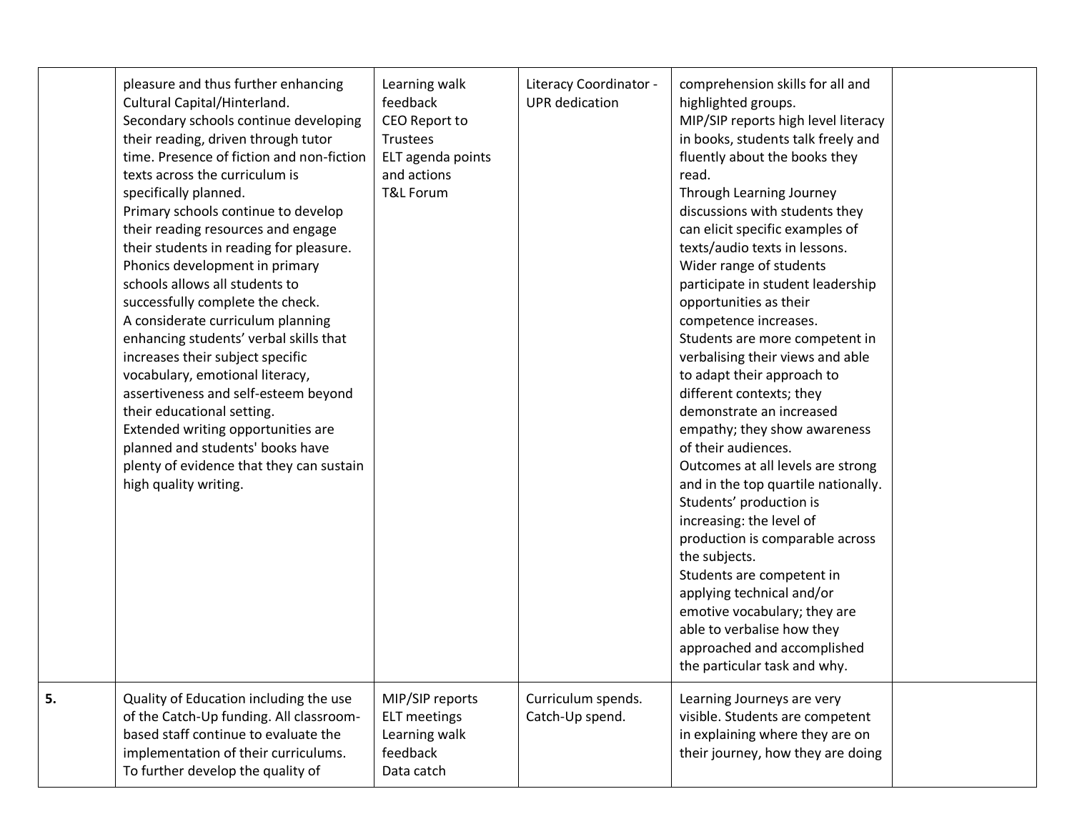| | | | | | |
|---|---|---|---|---|---|
| | pleasure and thus further enhancing Cultural Capital/Hinterland.<br>Secondary schools continue developing their reading, driven through tutor time. Presence of fiction and non-fiction texts across the curriculum is specifically planned.<br>Primary schools continue to develop their reading resources and engage their students in reading for pleasure.<br>Phonics development in primary schools allows all students to successfully complete the check.<br>A considerate curriculum planning enhancing students' verbal skills that increases their subject specific vocabulary, emotional literacy, assertiveness and self-esteem beyond their educational setting.<br>Extended writing opportunities are planned and students' books have plenty of evidence that they can sustain high quality writing. | Learning walk feedback<br>CEO Report to Trustees<br>ELT agenda points and actions<br>T&L Forum | Literacy Coordinator - UPR dedication | comprehension skills for all and highlighted groups.<br>MIP/SIP reports high level literacy in books, students talk freely and fluently about the books they read.<br>Through Learning Journey discussions with students they can elicit specific examples of texts/audio texts in lessons.<br>Wider range of students participate in student leadership opportunities as their competence increases.<br>Students are more competent in verbalising their views and able to adapt their approach to different contexts; they demonstrate an increased empathy; they show awareness of their audiences.<br>Outcomes at all levels are strong and in the top quartile nationally.<br>Students' production is increasing: the level of production is comparable across the subjects.<br>Students are competent in applying technical and/or emotive vocabulary; they are able to verbalise how they approached and accomplished the particular task and why. | |
| **5.** | Quality of Education including the use of the Catch-Up funding. All classroom-based staff continue to evaluate the implementation of their curriculums.<br>To further develop the quality of | MIP/SIP reports<br>ELT meetings<br>Learning walk feedback<br>Data catch | Curriculum spends.<br>Catch-Up spend. | Learning Journeys are very visible. Students are competent in explaining where they are on their journey, how they are doing | |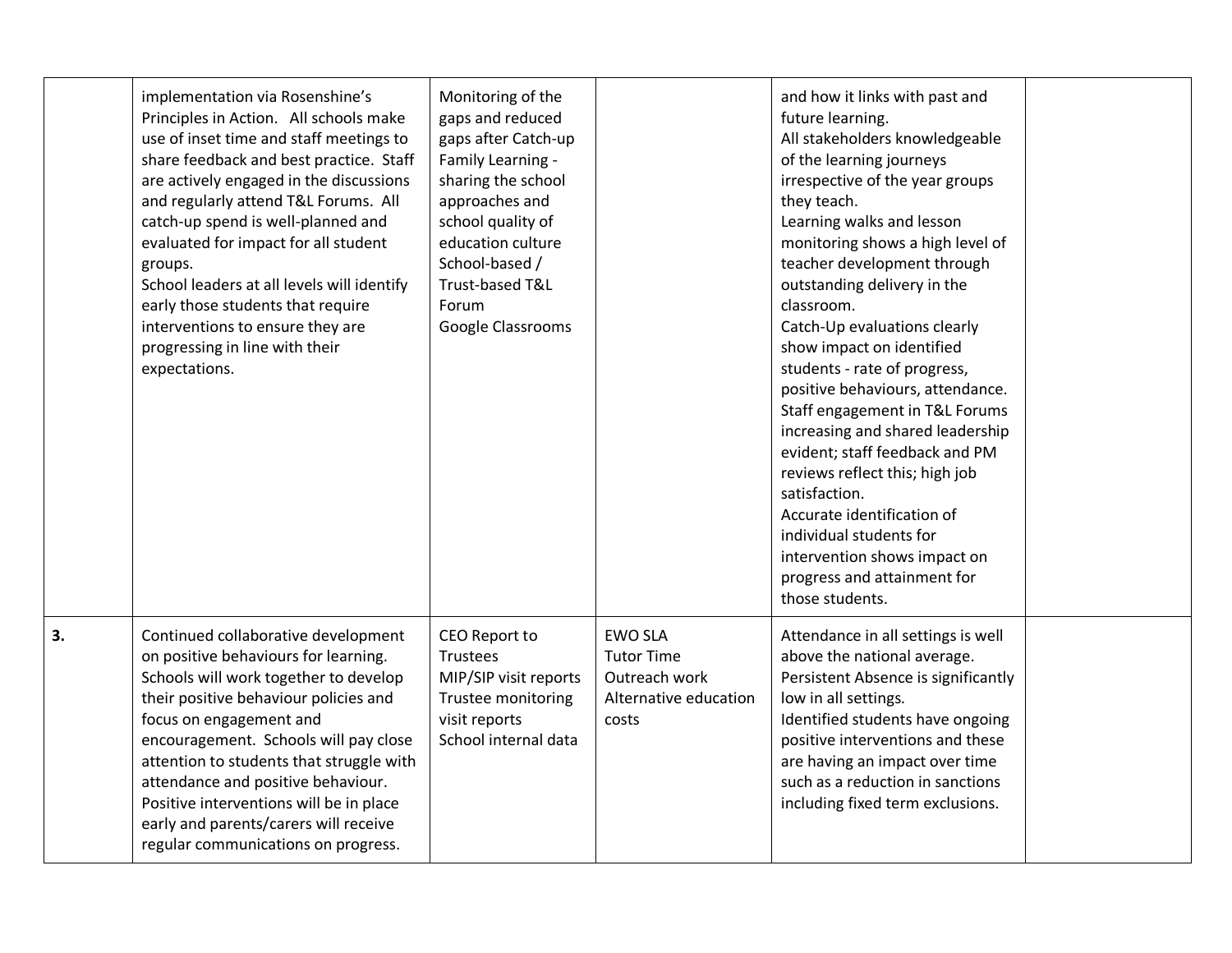| | | | | | |
|---|---|---|---|---|---|
| | implementation via Rosenshine's Principles in Action. All schools make use of inset time and staff meetings to share feedback and best practice. Staff are actively engaged in the discussions and regularly attend T&L Forums. All catch-up spend is well-planned and evaluated for impact for all student groups.<br>School leaders at all levels will identify early those students that require interventions to ensure they are progressing in line with their expectations. | Monitoring of the gaps and reduced gaps after Catch-up<br>Family Learning - sharing the school approaches and school quality of education culture<br>School-based / Trust-based T&L Forum<br>Google Classrooms | | and how it links with past and future learning.<br>All stakeholders knowledgeable of the learning journeys irrespective of the year groups they teach.<br>Learning walks and lesson monitoring shows a high level of teacher development through outstanding delivery in the classroom.<br>Catch-Up evaluations clearly show impact on identified students - rate of progress, positive behaviours, attendance.<br>Staff engagement in T&L Forums increasing and shared leadership evident; staff feedback and PM reviews reflect this; high job satisfaction.<br>Accurate identification of individual students for intervention shows impact on progress and attainment for those students. | |
| **3.** | Continued collaborative development on positive behaviours for learning. Schools will work together to develop their positive behaviour policies and focus on engagement and encouragement. Schools will pay close attention to students that struggle with attendance and positive behaviour. Positive interventions will be in place early and parents/carers will receive regular communications on progress. | CEO Report to Trustees<br>MIP/SIP visit reports<br>Trustee monitoring visit reports<br>School internal data | EWO SLA<br>Tutor Time<br>Outreach work<br>Alternative education costs | Attendance in all settings is well above the national average.<br>Persistent Absence is significantly low in all settings.<br>Identified students have ongoing positive interventions and these are having an impact over time such as a reduction in sanctions including fixed term exclusions. | |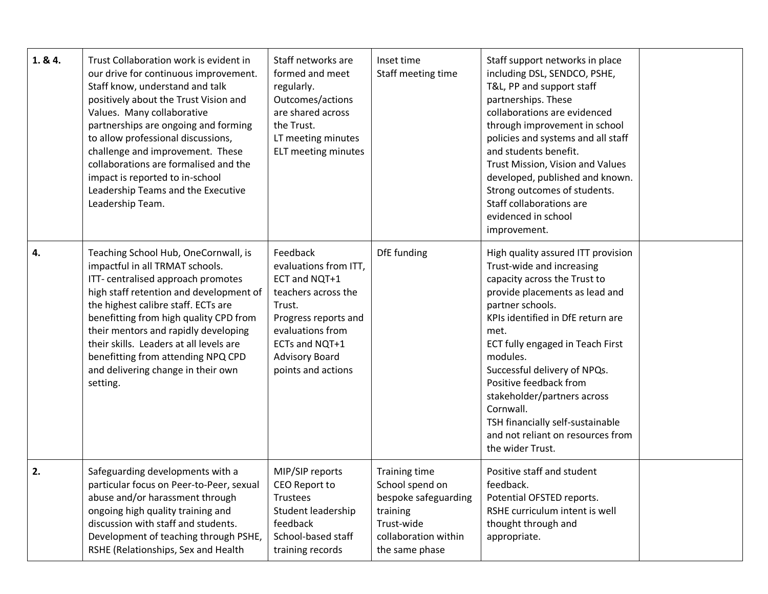| | | | | | |
|---|---|---|---|---|---|
| **1. & 4.** | Trust Collaboration work is evident in our drive for continuous improvement. Staff know, understand and talk positively about the Trust Vision and Values. Many collaborative partnerships are ongoing and forming to allow professional discussions, challenge and improvement. These collaborations are formalised and the impact is reported to in-school Leadership Teams and the Executive Leadership Team. | Staff networks are formed and meet regularly.<br>Outcomes/actions are shared across the Trust.<br>LT meeting minutes<br>ELT meeting minutes | Inset time<br>Staff meeting time | Staff support networks in place including DSL, SENDCO, PSHE, T&L, PP and support staff partnerships. These collaborations are evidenced through improvement in school policies and systems and all staff and students benefit.<br>Trust Mission, Vision and Values developed, published and known.<br>Strong outcomes of students.<br>Staff collaborations are evidenced in school improvement. | |
| **4.** | Teaching School Hub, OneCornwall, is impactful in all TRMAT schools.<br>ITT- centralised approach promotes high staff retention and development of the highest calibre staff. ECTs are benefitting from high quality CPD from their mentors and rapidly developing their skills. Leaders at all levels are benefitting from attending NPQ CPD and delivering change in their own setting. | Feedback evaluations from ITT, ECT and NQT+1 teachers across the Trust.<br>Progress reports and evaluations from ECTs and NQT+1<br>Advisory Board points and actions | DfE funding | High quality assured ITT provision Trust-wide and increasing capacity across the Trust to provide placements as lead and partner schools.<br>KPIs identified in DfE return are met.<br>ECT fully engaged in Teach First modules.<br>Successful delivery of NPQs.<br>Positive feedback from stakeholder/partners across Cornwall.<br>TSH financially self-sustainable and not reliant on resources from the wider Trust. | |
| **2.** | Safeguarding developments with a particular focus on Peer-to-Peer, sexual abuse and/or harassment through ongoing high quality training and discussion with staff and students.<br>Development of teaching through PSHE, RSHE (Relationships, Sex and Health | MIP/SIP reports<br>CEO Report to Trustees<br>Student leadership feedback<br>School-based staff training records | Training time<br>School spend on bespoke safeguarding training<br>Trust-wide collaboration within the same phase | Positive staff and student feedback.<br>Potential OFSTED reports.<br>RSHE curriculum intent is well thought through and appropriate. | |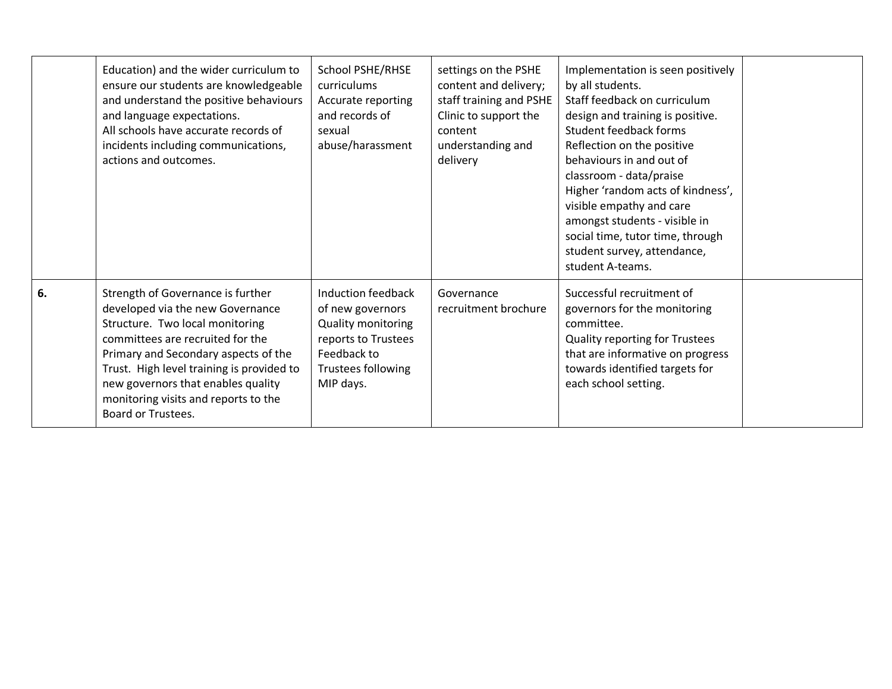| | | | | | |
|---|---|---|---|---|---|
| | Education) and the wider curriculum to ensure our students are knowledgeable and understand the positive behaviours and language expectations.<br>All schools have accurate records of incidents including communications, actions and outcomes. | School PSHE/RHSE curriculums<br>Accurate reporting and records of sexual abuse/harassment | settings on the PSHE content and delivery; staff training and PSHE Clinic to support the content understanding and delivery | Implementation is seen positively by all students.<br>Staff feedback on curriculum design and training is positive.<br>Student feedback forms<br>Reflection on the positive behaviours in and out of classroom - data/praise<br>Higher 'random acts of kindness', visible empathy and care amongst students - visible in social time, tutor time, through student survey, attendance, student A-teams. | |
| **6.** | Strength of Governance is further developed via the new Governance Structure. Two local monitoring committees are recruited for the Primary and Secondary aspects of the Trust. High level training is provided to new governors that enables quality monitoring visits and reports to the Board or Trustees. | Induction feedback of new governors<br>Quality monitoring reports to Trustees<br>Feedback to Trustees following MIP days. | Governance recruitment brochure | Successful recruitment of governors for the monitoring committee.<br>Quality reporting for Trustees that are informative on progress towards identified targets for each school setting. | |